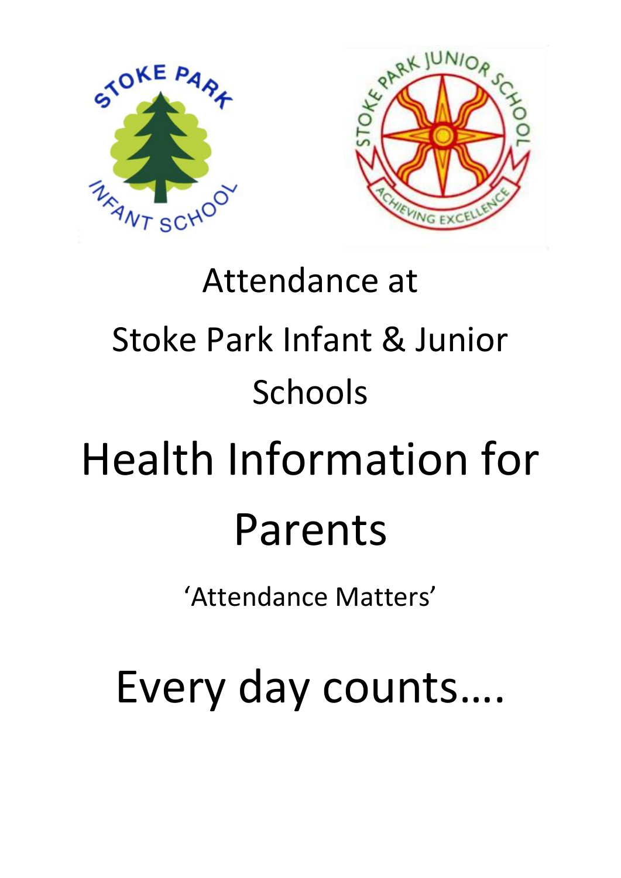Attendance at

Stoke Park Infant & Junior Schools

# Health Information for Parents

'Attendance Matters'

# Every day counts....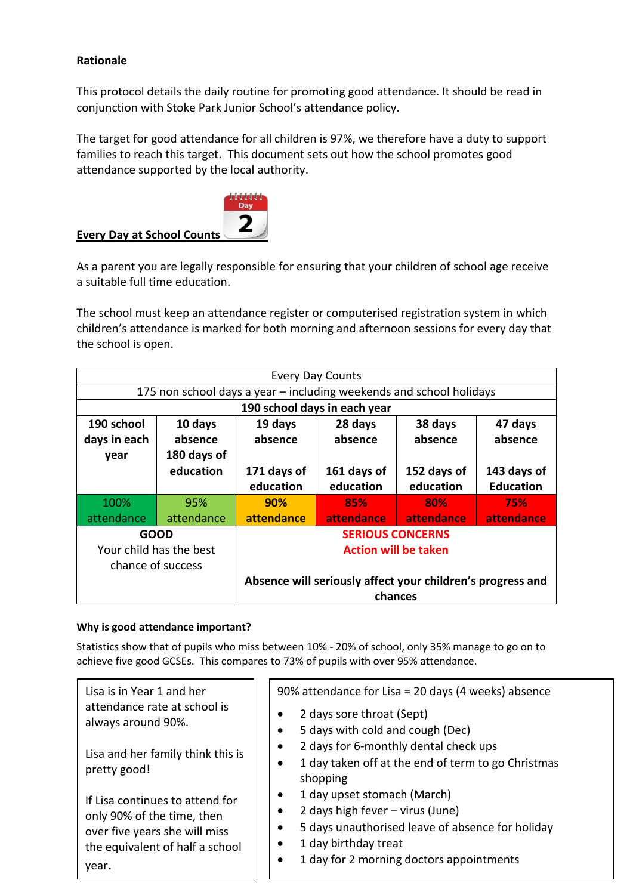**Rationale**

This protocol details the daily routine for promoting good attendance. It should be read in conjunction with Stoke Park Junior School's attendance policy.

The target for good attendance for all children is 97%, we therefore have a duty to support families to reach this target. This document sets out how the school promotes good attendance supported by the local authority.

**Every Day at School Counts**

As a parent you are legally responsible for ensuring that your children of school age receive a suitable full time education.

The school must keep an attendance register or computerised registration system in which children's attendance is marked for both morning and afternoon sessions for every day that the school is open.

| Every Day Counts | | | | | |
|---|---|---|---|---|---|
| 175 non school days a year – including weekends and school holidays | | | | | |
| **190 school days in each year** | | | | | |
| **190 school days in each year** | **10 days absence 180 days of education** | **19 days absence 171 days of education** | **28 days absence 161 days of education** | **38 days absence 152 days of education** | **47 days absence 143 days of Education** |
| 100% attendance | 95% attendance | **90% attendance** | **85% attendance** | **80% attendance** | **75% attendance** |
| **GOOD** Your child has the best chance of success | | **SERIOUS CONCERNS Action will be taken** **Absence will seriously affect your children's progress and chances** | | | |

**Why is good attendance important?**

Statistics show that of pupils who miss between 10% - 20% of school, only 35% manage to go on to achieve five good GCSEs. This compares to 73% of pupils with over 95% attendance.

Lisa is in Year 1 and her attendance rate at school is always around 90%.

Lisa and her family think this is pretty good!

If Lisa continues to attend for only 90% of the time, then over five years she will miss the equivalent of half a school year.

90% attendance for Lisa = 20 days (4 weeks) absence

- 2 days sore throat (Sept)
- 5 days with cold and cough (Dec)
- 2 days for 6-monthly dental check ups
- 1 day taken off at the end of term to go Christmas shopping
- 1 day upset stomach (March)
- 2 days high fever – virus (June)
- 5 days unauthorised leave of absence for holiday
- 1 day birthday treat
- 1 day for 2 morning doctors appointments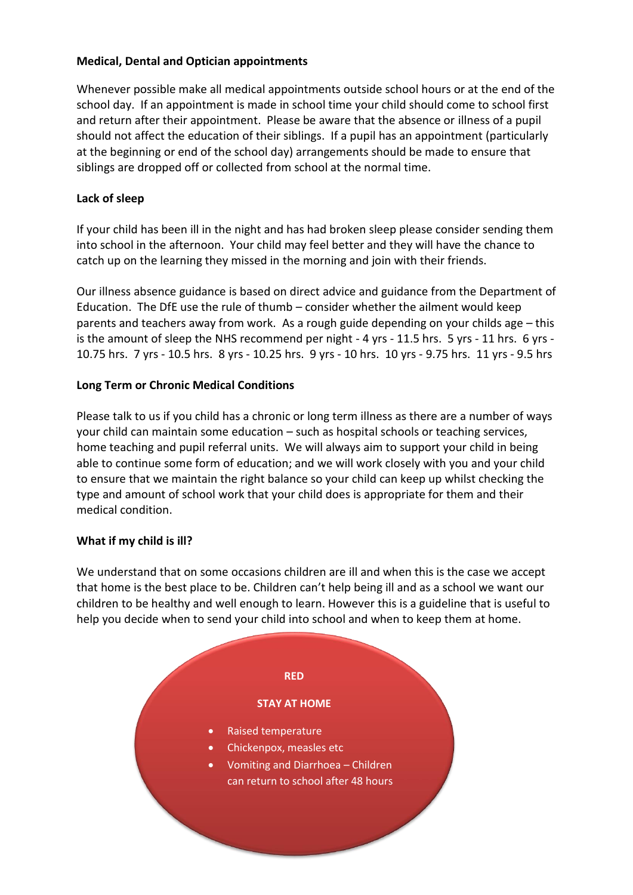**Medical, Dental and Optician appointments**

Whenever possible make all medical appointments outside school hours or at the end of the school day. If an appointment is made in school time your child should come to school first and return after their appointment. Please be aware that the absence or illness of a pupil should not affect the education of their siblings. If a pupil has an appointment (particularly at the beginning or end of the school day) arrangements should be made to ensure that siblings are dropped off or collected from school at the normal time.

**Lack of sleep**

If your child has been ill in the night and has had broken sleep please consider sending them into school in the afternoon. Your child may feel better and they will have the chance to catch up on the learning they missed in the morning and join with their friends.

Our illness absence guidance is based on direct advice and guidance from the Department of Education. The DfE use the rule of thumb – consider whether the ailment would keep parents and teachers away from work. As a rough guide depending on your childs age – this is the amount of sleep the NHS recommend per night - 4 yrs - 11.5 hrs. 5 yrs - 11 hrs. 6 yrs - 10.75 hrs. 7 yrs - 10.5 hrs. 8 yrs - 10.25 hrs. 9 yrs - 10 hrs. 10 yrs - 9.75 hrs. 11 yrs - 9.5 hrs

**Long Term or Chronic Medical Conditions**

Please talk to us if you child has a chronic or long term illness as there are a number of ways your child can maintain some education – such as hospital schools or teaching services, home teaching and pupil referral units. We will always aim to support your child in being able to continue some form of education; and we will work closely with you and your child to ensure that we maintain the right balance so your child can keep up whilst checking the type and amount of school work that your child does is appropriate for them and their medical condition.

**What if my child is ill?**

We understand that on some occasions children are ill and when this is the case we accept that home is the best place to be. Children can't help being ill and as a school we want our children to be healthy and well enough to learn. However this is a guideline that is useful to help you decide when to send your child into school and when to keep them at home.

**RED**

**STAY AT HOME**

- Raised temperature
- Chickenpox, measles etc
- Vomiting and Diarrhoea – Children can return to school after 48 hours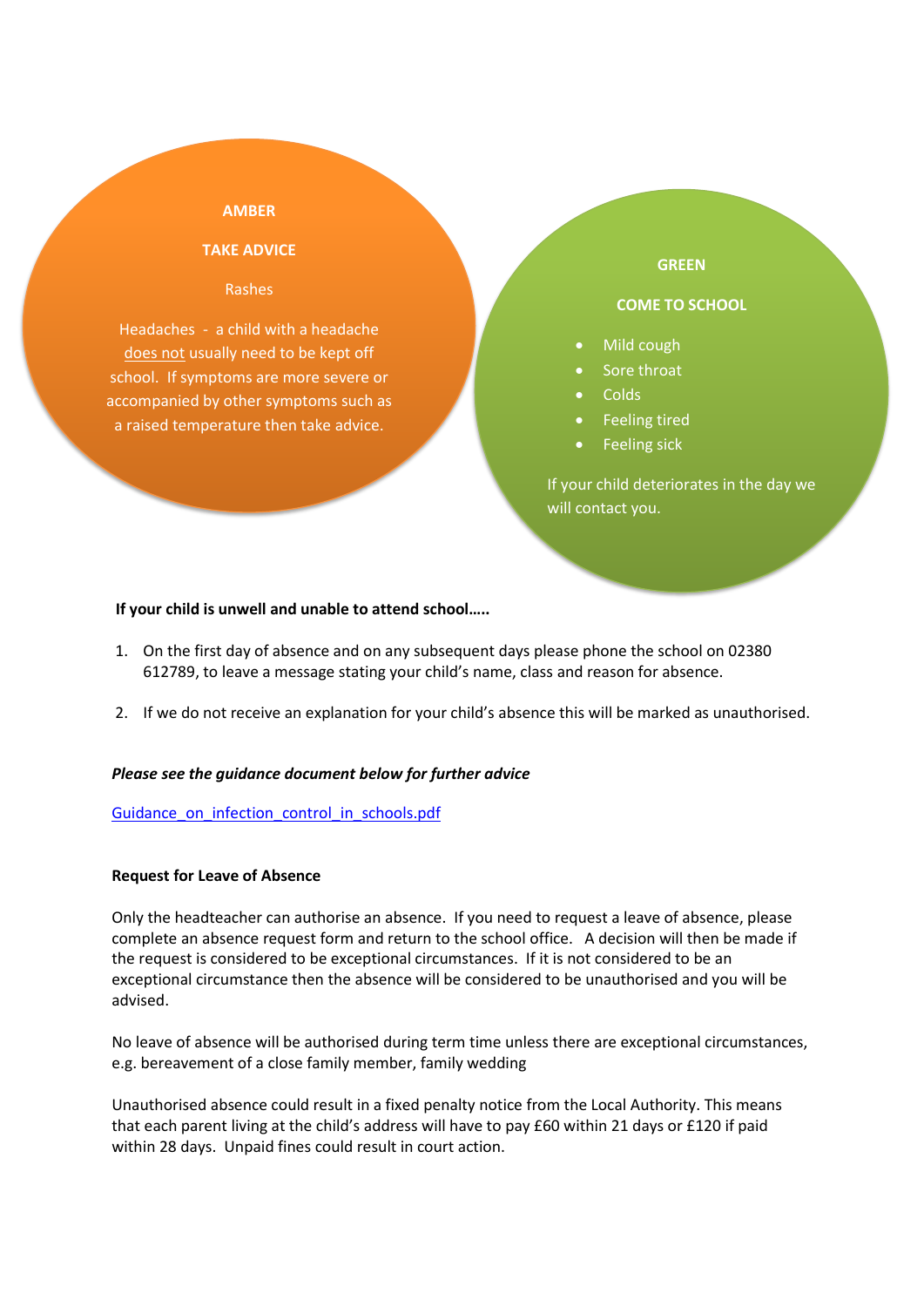**AMBER**

**TAKE ADVICE**

Rashes

Headaches - a child with a headache does not usually need to be kept off school. If symptoms are more severe or accompanied by other symptoms such as a raised temperature then take advice.

**GREEN**

**COME TO SCHOOL**

- Mild cough
- Sore throat
- Colds
- Feeling tired
- Feeling sick

If your child deteriorates in the day we will contact you.

**If your child is unwell and unable to attend school…..**

1. On the first day of absence and on any subsequent days please phone the school on 02380 612789, to leave a message stating your child's name, class and reason for absence.
2. If we do not receive an explanation for your child's absence this will be marked as unauthorised.

***Please see the guidance document below for further advice***

Guidance_on_infection_control_in_schools.pdf

**Request for Leave of Absence**

Only the headteacher can authorise an absence. If you need to request a leave of absence, please complete an absence request form and return to the school office. A decision will then be made if the request is considered to be exceptional circumstances. If it is not considered to be an exceptional circumstance then the absence will be considered to be unauthorised and you will be advised.

No leave of absence will be authorised during term time unless there are exceptional circumstances, e.g. bereavement of a close family member, family wedding

Unauthorised absence could result in a fixed penalty notice from the Local Authority. This means that each parent living at the child's address will have to pay £60 within 21 days or £120 if paid within 28 days. Unpaid fines could result in court action.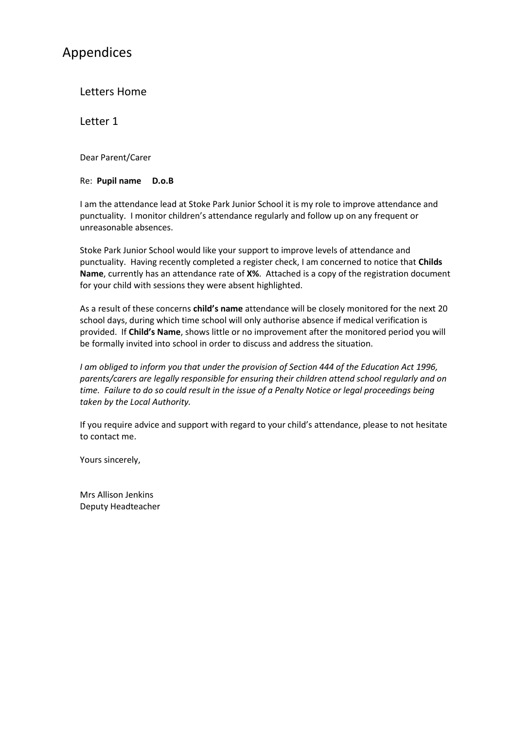# Appendices

## Letters Home

### Letter 1

Dear Parent/Carer

Re: **Pupil name D.o.B**

I am the attendance lead at Stoke Park Junior School it is my role to improve attendance and punctuality. I monitor children's attendance regularly and follow up on any frequent or unreasonable absences.

Stoke Park Junior School would like your support to improve levels of attendance and punctuality. Having recently completed a register check, I am concerned to notice that **Childs Name**, currently has an attendance rate of **X%**. Attached is a copy of the registration document for your child with sessions they were absent highlighted.

As a result of these concerns **child's name** attendance will be closely monitored for the next 20 school days, during which time school will only authorise absence if medical verification is provided. If **Child's Name**, shows little or no improvement after the monitored period you will be formally invited into school in order to discuss and address the situation.

*I am obliged to inform you that under the provision of Section 444 of the Education Act 1996, parents/carers are legally responsible for ensuring their children attend school regularly and on time. Failure to do so could result in the issue of a Penalty Notice or legal proceedings being taken by the Local Authority.*

If you require advice and support with regard to your child's attendance, please to not hesitate to contact me.

Yours sincerely,

Mrs Allison Jenkins
Deputy Headteacher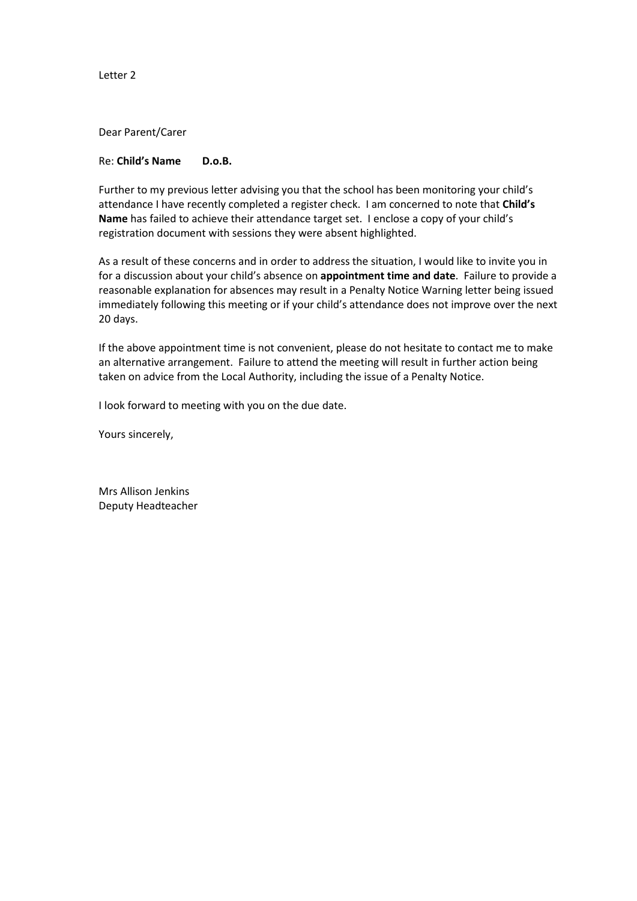Letter 2

Dear Parent/Carer

Re: **Child's Name D.o.B.**

Further to my previous letter advising you that the school has been monitoring your child's attendance I have recently completed a register check. I am concerned to note that **Child's Name** has failed to achieve their attendance target set. I enclose a copy of your child's registration document with sessions they were absent highlighted.

As a result of these concerns and in order to address the situation, I would like to invite you in for a discussion about your child's absence on **appointment time and date**. Failure to provide a reasonable explanation for absences may result in a Penalty Notice Warning letter being issued immediately following this meeting or if your child's attendance does not improve over the next 20 days.

If the above appointment time is not convenient, please do not hesitate to contact me to make an alternative arrangement. Failure to attend the meeting will result in further action being taken on advice from the Local Authority, including the issue of a Penalty Notice.

I look forward to meeting with you on the due date.

Yours sincerely,

Mrs Allison Jenkins
Deputy Headteacher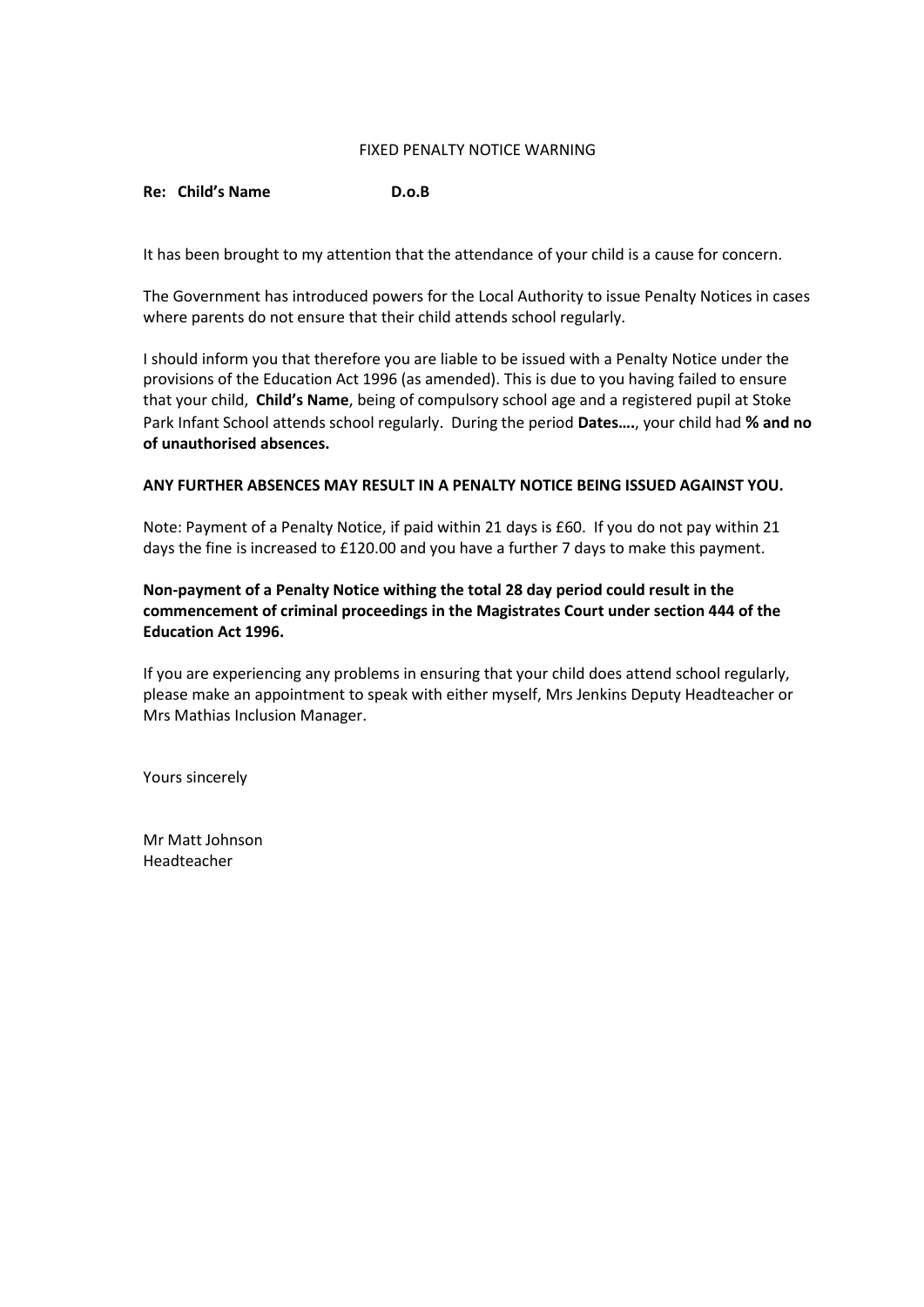FIXED PENALTY NOTICE WARNING

**Re: Child's Name D.o.B**

It has been brought to my attention that the attendance of your child is a cause for concern.

The Government has introduced powers for the Local Authority to issue Penalty Notices in cases where parents do not ensure that their child attends school regularly.

I should inform you that therefore you are liable to be issued with a Penalty Notice under the provisions of the Education Act 1996 (as amended). This is due to you having failed to ensure that your child, **Child's Name**, being of compulsory school age and a registered pupil at Stoke Park Infant School attends school regularly. During the period **Dates….**, your child had **% and no of unauthorised absences.**

**ANY FURTHER ABSENCES MAY RESULT IN A PENALTY NOTICE BEING ISSUED AGAINST YOU.**

Note: Payment of a Penalty Notice, if paid within 21 days is £60. If you do not pay within 21 days the fine is increased to £120.00 and you have a further 7 days to make this payment.

**Non-payment of a Penalty Notice withing the total 28 day period could result in the commencement of criminal proceedings in the Magistrates Court under section 444 of the Education Act 1996.**

If you are experiencing any problems in ensuring that your child does attend school regularly, please make an appointment to speak with either myself, Mrs Jenkins Deputy Headteacher or Mrs Mathias Inclusion Manager.

Yours sincerely

Mr Matt Johnson
Headteacher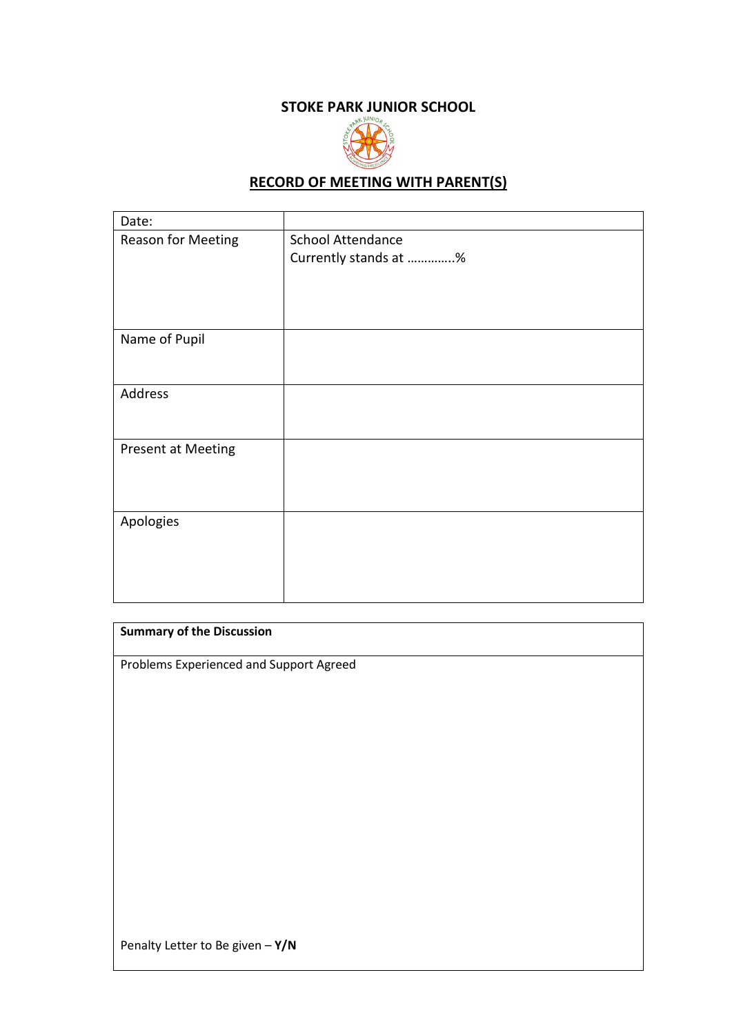# STOKE PARK JUNIOR SCHOOL

## RECORD OF MEETING WITH PARENT(S)

| Date: | |
|---|---|
| Reason for Meeting | School Attendance<br>Currently stands at …………..% |
| Name of Pupil | |
| Address | |
| Present at Meeting | |
| Apologies | |

| **Summary of the Discussion** |
|---|
| Problems Experienced and Support Agreed<br><br><br><br><br><br>Penalty Letter to Be given – **Y/N** |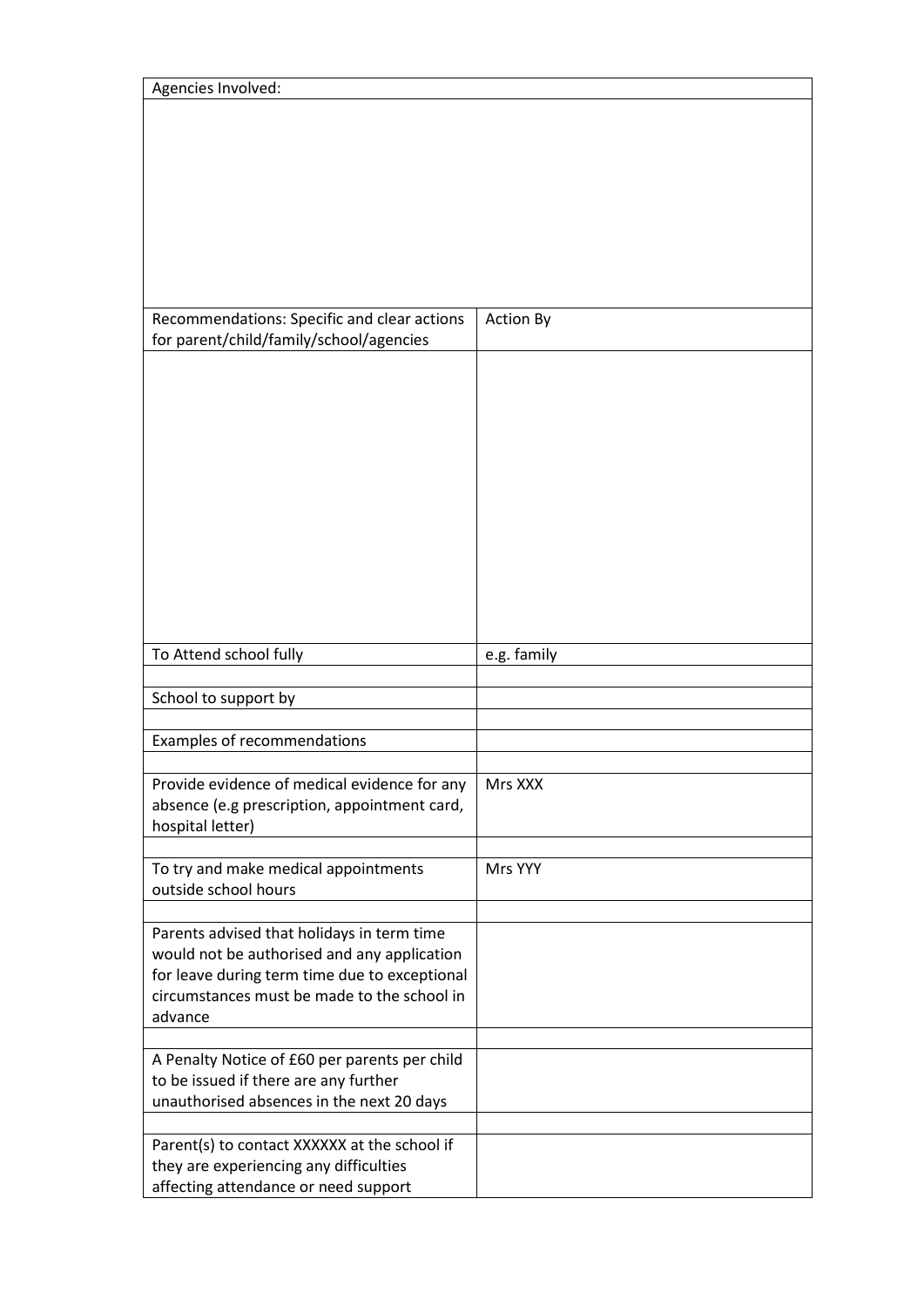| Agencies Involved: | |
|---|---|
| | |
| **Recommendations:** Specific and clear actions for parent/child/family/school/agencies | Action By |
| | |
| To Attend school fully | e.g. family |
| | |
| School to support by | |
| | |
| Examples of recommendations | |
| | |
| Provide evidence of medical evidence for any absence (e.g prescription, appointment card, hospital letter) | Mrs XXX |
| | |
| To try and make medical appointments outside school hours | Mrs YYY |
| | |
| Parents advised that holidays in term time would not be authorised and any application for leave during term time due to exceptional circumstances must be made to the school in advance | |
| | |
| A Penalty Notice of £60 per parents per child to be issued if there are any further unauthorised absences in the next 20 days | |
| | |
| Parent(s) to contact XXXXXX at the school if they are experiencing any difficulties affecting attendance or need support | |